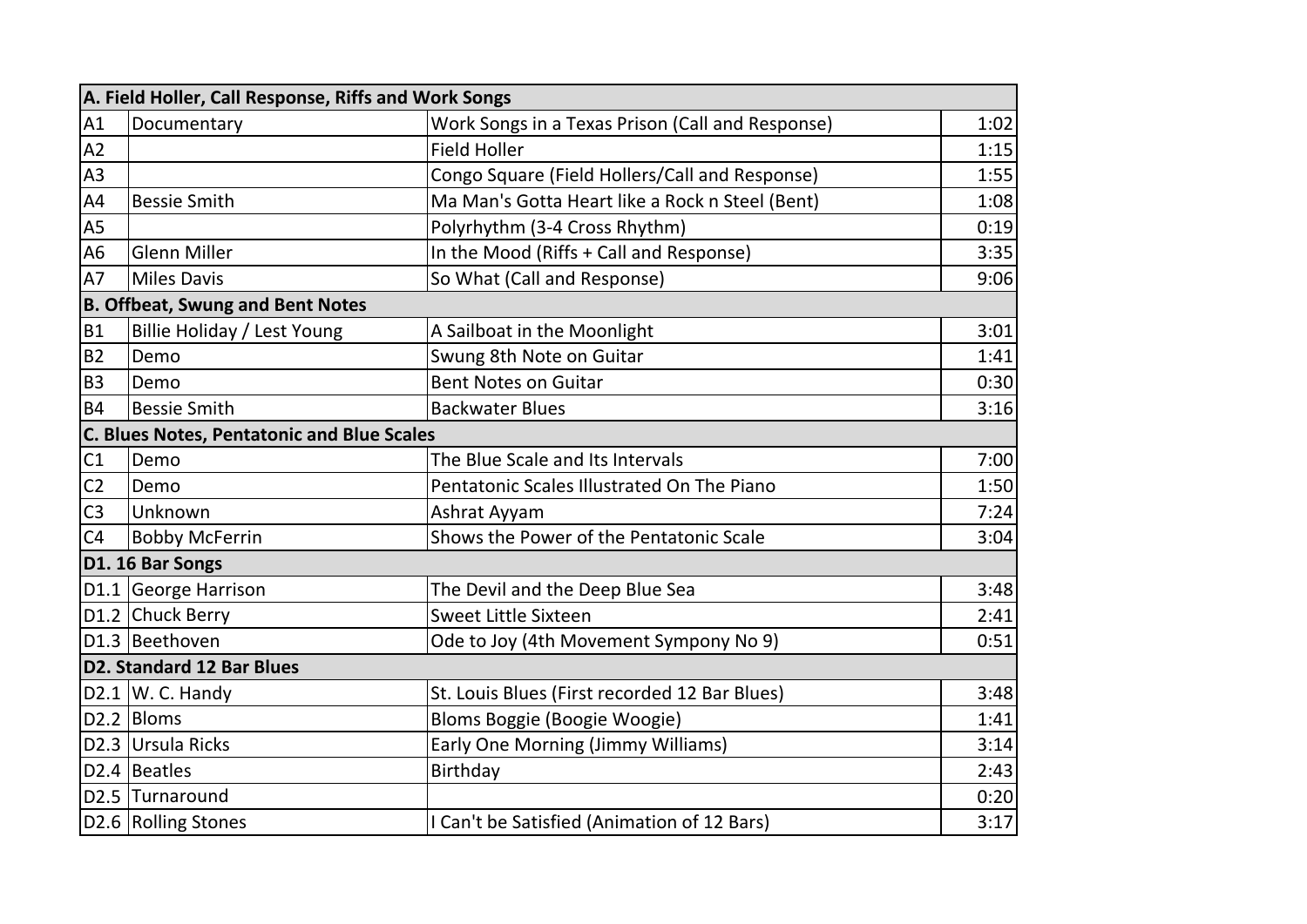| A. Field Holler, Call Response, Riffs and Work Songs | | | |
|---|---|---|---|
| A1 | Documentary | Work Songs in a Texas Prison (Call and Response) | 1:02 |
| A2 | | Field Holler | 1:15 |
| A3 | | Congo Square (Field Hollers/Call and Response) | 1:55 |
| A4 | Bessie Smith | Ma Man's Gotta Heart like a Rock n Steel (Bent) | 1:08 |
| A5 | | Polyrhythm (3-4 Cross Rhythm) | 0:19 |
| A6 | Glenn Miller | In the Mood (Riffs + Call and Response) | 3:35 |
| A7 | Miles Davis | So What (Call and Response) | 9:06 |
| **B. Offbeat, Swung and Bent Notes** | | | |
| B1 | Billie Holiday / Lest Young | A Sailboat in the Moonlight | 3:01 |
| B2 | Demo | Swung 8th Note on Guitar | 1:41 |
| B3 | Demo | Bent Notes on Guitar | 0:30 |
| B4 | Bessie Smith | Backwater Blues | 3:16 |
| **C. Blues Notes, Pentatonic and Blue Scales** | | | |
| C1 | Demo | The Blue Scale and Its Intervals | 7:00 |
| C2 | Demo | Pentatonic Scales Illustrated On The Piano | 1:50 |
| C3 | Unknown | Ashrat Ayyam | 7:24 |
| C4 | Bobby McFerrin | Shows the Power of the Pentatonic Scale | 3:04 |
| **D1. 16 Bar Songs** | | | |
| D1.1 | George Harrison | The Devil and the Deep Blue Sea | 3:48 |
| D1.2 | Chuck Berry | Sweet Little Sixteen | 2:41 |
| D1.3 | Beethoven | Ode to Joy (4th Movement Sympony No 9) | 0:51 |
| **D2. Standard 12 Bar Blues** | | | |
| D2.1 | W. C. Handy | St. Louis Blues (First recorded 12 Bar Blues) | 3:48 |
| D2.2 | Bloms | Bloms Boggie (Boogie Woogie) | 1:41 |
| D2.3 | Ursula Ricks | Early One Morning (Jimmy Williams) | 3:14 |
| D2.4 | Beatles | Birthday | 2:43 |
| D2.5 | Turnaround | | 0:20 |
| D2.6 | Rolling Stones | I Can't be Satisfied (Animation of 12 Bars) | 3:17 |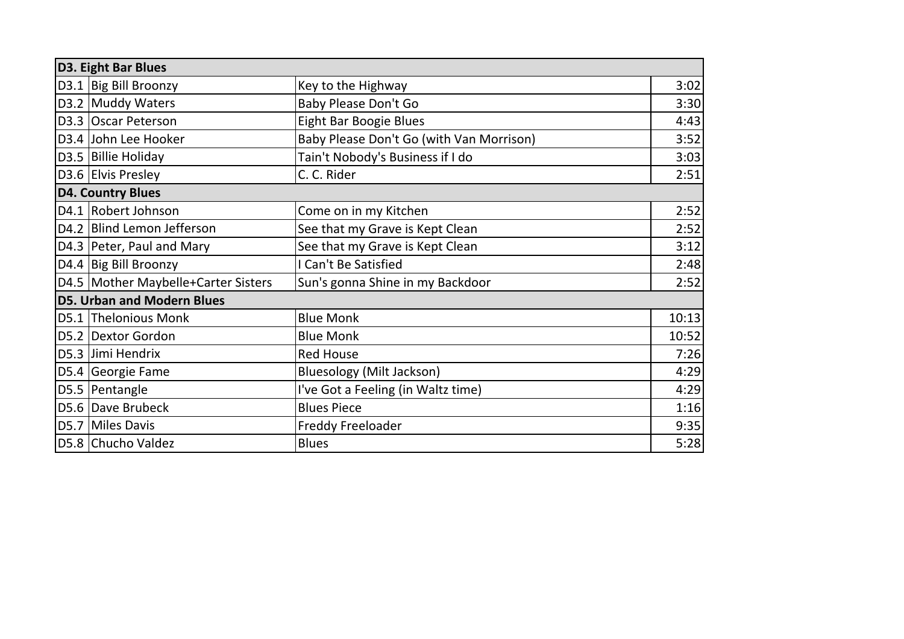| | | | |
|---|---|---|---|
| **D3. Eight Bar Blues** | | | |
| D3.1 | Big Bill Broonzy | Key to the Highway | 3:02 |
| D3.2 | Muddy Waters | Baby Please Don't Go | 3:30 |
| D3.3 | Oscar Peterson | Eight Bar Boogie Blues | 4:43 |
| D3.4 | John Lee Hooker | Baby Please Don't Go (with Van Morrison) | 3:52 |
| D3.5 | Billie Holiday | Tain't Nobody's Business if I do | 3:03 |
| D3.6 | Elvis Presley | C. C. Rider | 2:51 |
| **D4. Country Blues** | | | |
| D4.1 | Robert Johnson | Come on in my Kitchen | 2:52 |
| D4.2 | Blind Lemon Jefferson | See that my Grave is Kept Clean | 2:52 |
| D4.3 | Peter, Paul and Mary | See that my Grave is Kept Clean | 3:12 |
| D4.4 | Big Bill Broonzy | I Can't Be Satisfied | 2:48 |
| D4.5 | Mother Maybelle+Carter Sisters | Sun's gonna Shine in my Backdoor | 2:52 |
| **D5. Urban and Modern Blues** | | | |
| D5.1 | Thelonious Monk | Blue Monk | 10:13 |
| D5.2 | Dextor Gordon | Blue Monk | 10:52 |
| D5.3 | Jimi Hendrix | Red House | 7:26 |
| D5.4 | Georgie Fame | Bluesology (Milt Jackson) | 4:29 |
| D5.5 | Pentangle | I've Got a Feeling (in Waltz time) | 4:29 |
| D5.6 | Dave Brubeck | Blues Piece | 1:16 |
| D5.7 | Miles Davis | Freddy Freeloader | 9:35 |
| D5.8 | Chucho Valdez | Blues | 5:28 |